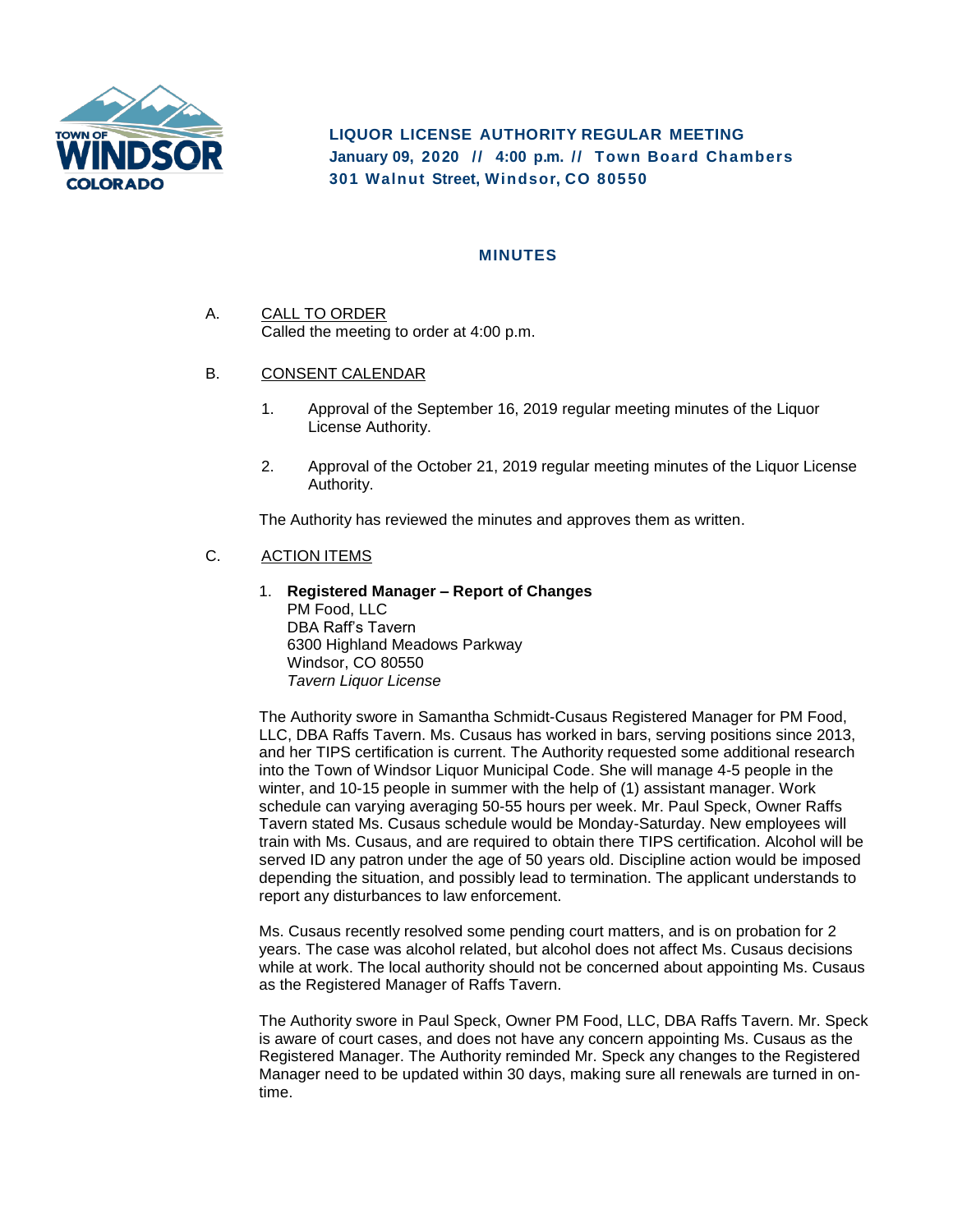**LIQUOR LICENSE AUTHORITY REGULAR MEETING**
**January 09, 2020 // 4:00 p.m. // Town Board Chambers**
**301 Walnut Street, Windsor, CO 80550**

# MINUTES

A. CALL TO ORDER
Called the meeting to order at 4:00 p.m.

B. CONSENT CALENDAR

1. Approval of the September 16, 2019 regular meeting minutes of the Liquor License Authority.

2. Approval of the October 21, 2019 regular meeting minutes of the Liquor License Authority.

The Authority has reviewed the minutes and approves them as written.

C. ACTION ITEMS

1. **Registered Manager – Report of Changes**
PM Food, LLC
DBA Raff's Tavern
6300 Highland Meadows Parkway
Windsor, CO 80550
*Tavern Liquor License*

The Authority swore in Samantha Schmidt-Cusaus Registered Manager for PM Food, LLC, DBA Raffs Tavern. Ms. Cusaus has worked in bars, serving positions since 2013, and her TIPS certification is current. The Authority requested some additional research into the Town of Windsor Liquor Municipal Code. She will manage 4-5 people in the winter, and 10-15 people in summer with the help of (1) assistant manager. Work schedule can varying averaging 50-55 hours per week. Mr. Paul Speck, Owner Raffs Tavern stated Ms. Cusaus schedule would be Monday-Saturday. New employees will train with Ms. Cusaus, and are required to obtain there TIPS certification. Alcohol will be served ID any patron under the age of 50 years old. Discipline action would be imposed depending the situation, and possibly lead to termination. The applicant understands to report any disturbances to law enforcement.

Ms. Cusaus recently resolved some pending court matters, and is on probation for 2 years. The case was alcohol related, but alcohol does not affect Ms. Cusaus decisions while at work. The local authority should not be concerned about appointing Ms. Cusaus as the Registered Manager of Raffs Tavern.

The Authority swore in Paul Speck, Owner PM Food, LLC, DBA Raffs Tavern. Mr. Speck is aware of court cases, and does not have any concern appointing Ms. Cusaus as the Registered Manager. The Authority reminded Mr. Speck any changes to the Registered Manager need to be updated within 30 days, making sure all renewals are turned in on-time.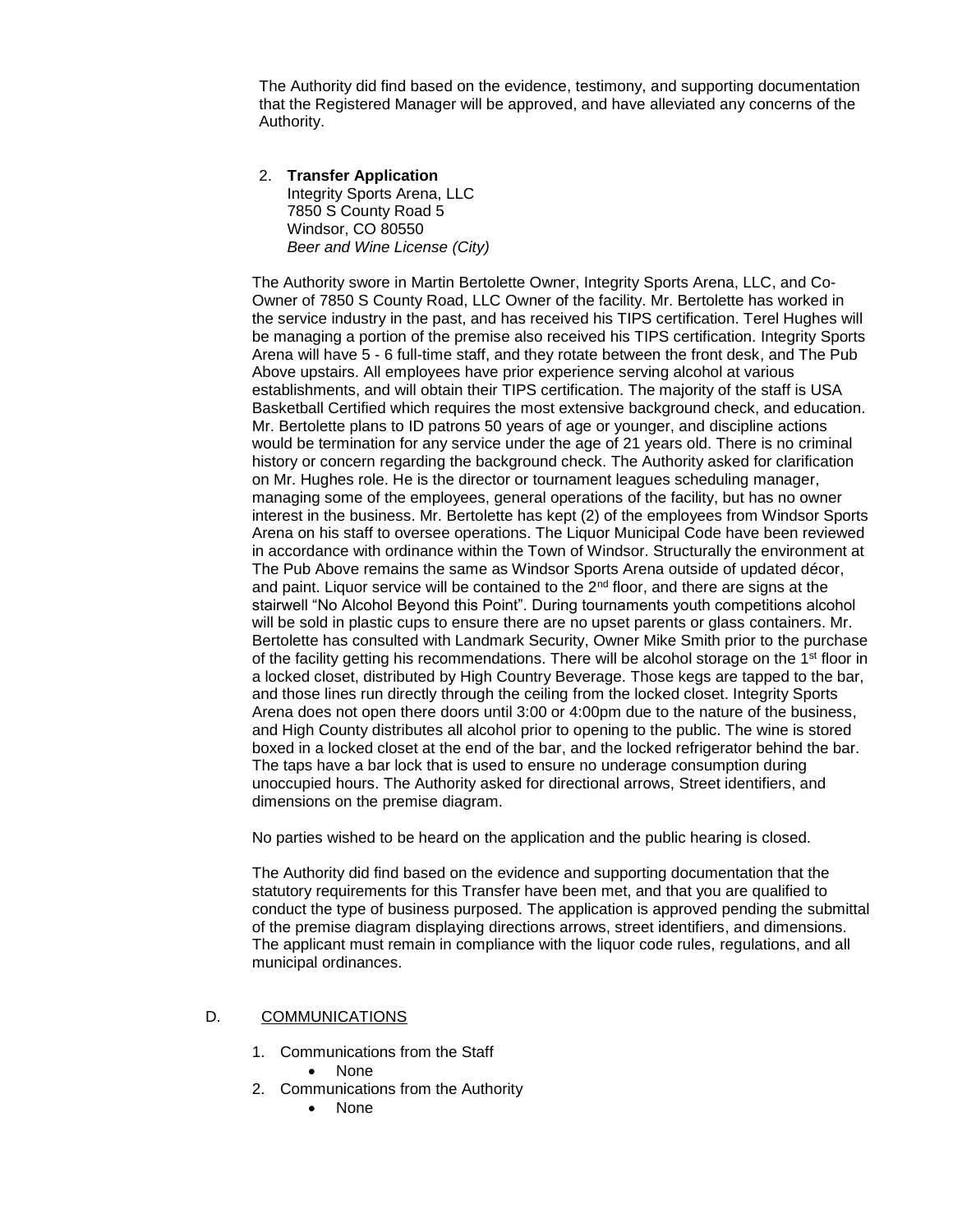The Authority did find based on the evidence, testimony, and supporting documentation that the Registered Manager will be approved, and have alleviated any concerns of the Authority.

2. **Transfer Application**
   Integrity Sports Arena, LLC
   7850 S County Road 5
   Windsor, CO 80550
   *Beer and Wine License (City)*

The Authority swore in Martin Bertolette Owner, Integrity Sports Arena, LLC, and Co-Owner of 7850 S County Road, LLC Owner of the facility. Mr. Bertolette has worked in the service industry in the past, and has received his TIPS certification. Terel Hughes will be managing a portion of the premise also received his TIPS certification. Integrity Sports Arena will have 5 - 6 full-time staff, and they rotate between the front desk, and The Pub Above upstairs. All employees have prior experience serving alcohol at various establishments, and will obtain their TIPS certification. The majority of the staff is USA Basketball Certified which requires the most extensive background check, and education. Mr. Bertolette plans to ID patrons 50 years of age or younger, and discipline actions would be termination for any service under the age of 21 years old. There is no criminal history or concern regarding the background check. The Authority asked for clarification on Mr. Hughes role. He is the director or tournament leagues scheduling manager, managing some of the employees, general operations of the facility, but has no owner interest in the business. Mr. Bertolette has kept (2) of the employees from Windsor Sports Arena on his staff to oversee operations. The Liquor Municipal Code have been reviewed in accordance with ordinance within the Town of Windsor. Structurally the environment at The Pub Above remains the same as Windsor Sports Arena outside of updated décor, and paint. Liquor service will be contained to the 2nd floor, and there are signs at the stairwell "No Alcohol Beyond this Point". During tournaments youth competitions alcohol will be sold in plastic cups to ensure there are no upset parents or glass containers. Mr. Bertolette has consulted with Landmark Security, Owner Mike Smith prior to the purchase of the facility getting his recommendations. There will be alcohol storage on the 1st floor in a locked closet, distributed by High Country Beverage. Those kegs are tapped to the bar, and those lines run directly through the ceiling from the locked closet. Integrity Sports Arena does not open there doors until 3:00 or 4:00pm due to the nature of the business, and High County distributes all alcohol prior to opening to the public. The wine is stored boxed in a locked closet at the end of the bar, and the locked refrigerator behind the bar. The taps have a bar lock that is used to ensure no underage consumption during unoccupied hours. The Authority asked for directional arrows, Street identifiers, and dimensions on the premise diagram.

No parties wished to be heard on the application and the public hearing is closed.

The Authority did find based on the evidence and supporting documentation that the statutory requirements for this Transfer have been met, and that you are qualified to conduct the type of business purposed. The application is approved pending the submittal of the premise diagram displaying directions arrows, street identifiers, and dimensions. The applicant must remain in compliance with the liquor code rules, regulations, and all municipal ordinances.

## D. COMMUNICATIONS

1. Communications from the Staff
   - None
2. Communications from the Authority
   - None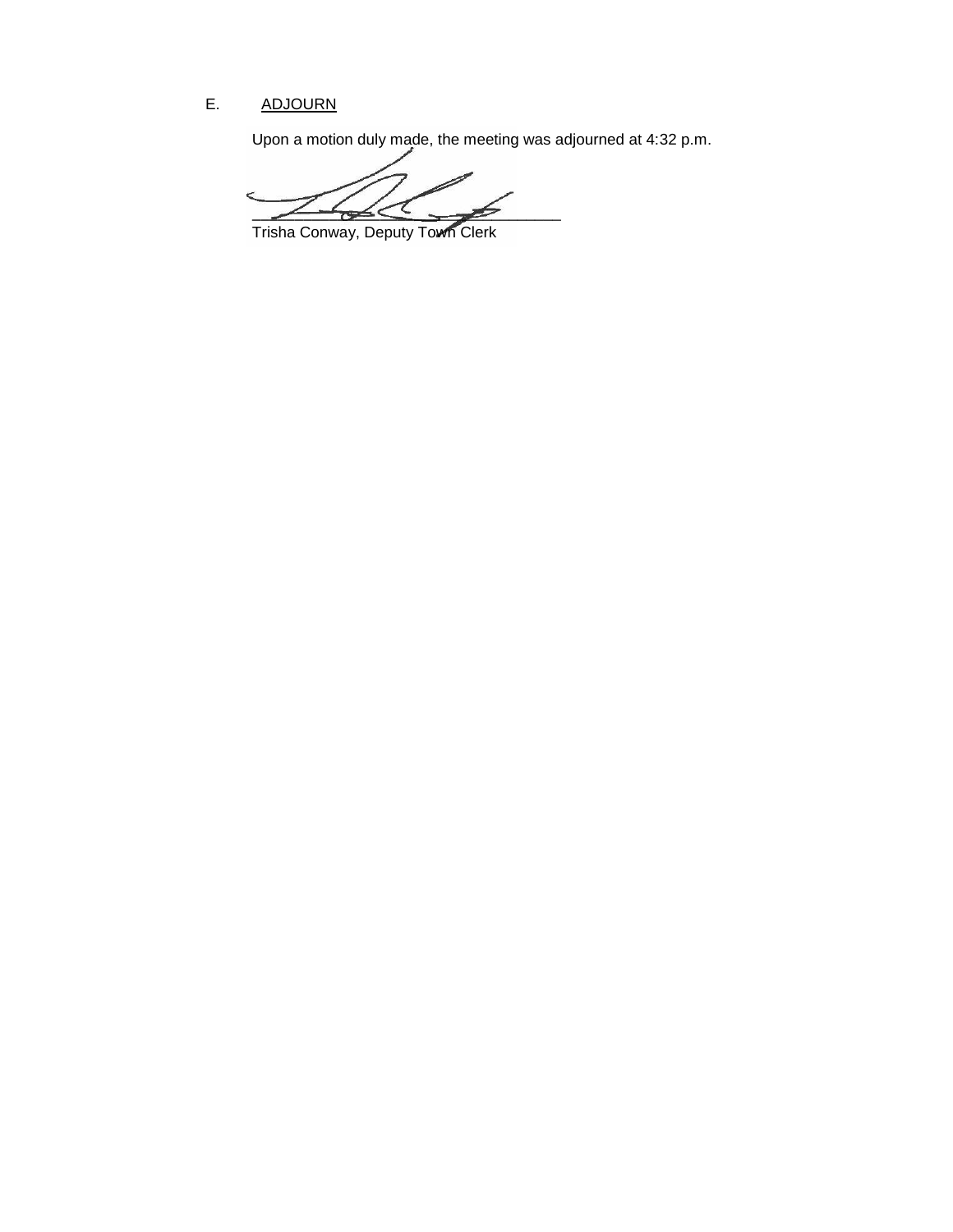E. ADJOURN

Upon a motion duly made, the meeting was adjourned at 4:32 p.m.

\_\_\_\_\_\_\_\_\_\_\_\_\_\_\_\_\_\_\_\_\_\_\_\_\_\_\_\_\_\_\_\_

Trisha Conway, Deputy Town Clerk